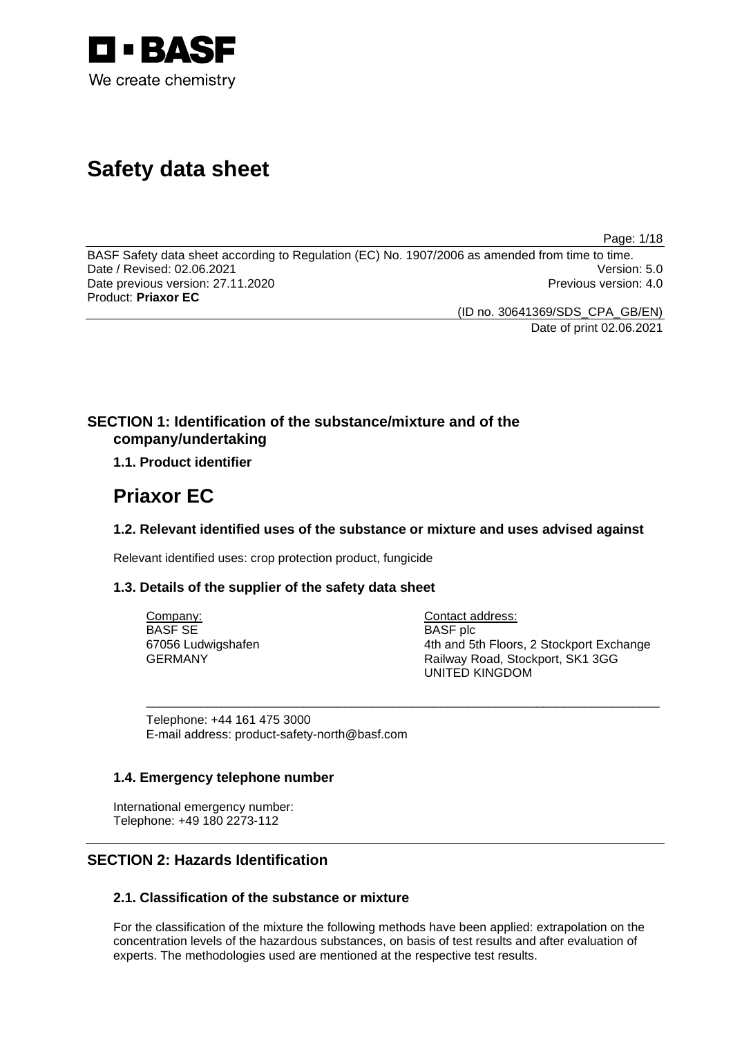# Safety data sheet

BASF Safety data sheet according to Regulation (EC) No. 1907/2006 as amended from time to time.
Date / Revised: 02.06.2021 Version: 5.0
Date previous version: 27.11.2020 Previous version: 4.0
Product: **Priaxor EC**

(ID no. 30641369/SDS_CPA_GB/EN)
Date of print 02.06.2021

## SECTION 1: Identification of the substance/mixture and of the company/undertaking

### 1.1. Product identifier

# Priaxor EC

### 1.2. Relevant identified uses of the substance or mixture and uses advised against

Relevant identified uses: crop protection product, fungicide

### 1.3. Details of the supplier of the safety data sheet

Company:
BASF SE
67056 Ludwigshafen
GERMANY

Contact address:
BASF plc
4th and 5th Floors, 2 Stockport Exchange
Railway Road, Stockport, SK1 3GG
UNITED KINGDOM

Telephone: +44 161 475 3000
E-mail address: product-safety-north@basf.com

### 1.4. Emergency telephone number

International emergency number:
Telephone: +49 180 2273-112

## SECTION 2: Hazards Identification

### 2.1. Classification of the substance or mixture

For the classification of the mixture the following methods have been applied: extrapolation on the concentration levels of the hazardous substances, on basis of test results and after evaluation of experts. The methodologies used are mentioned at the respective test results.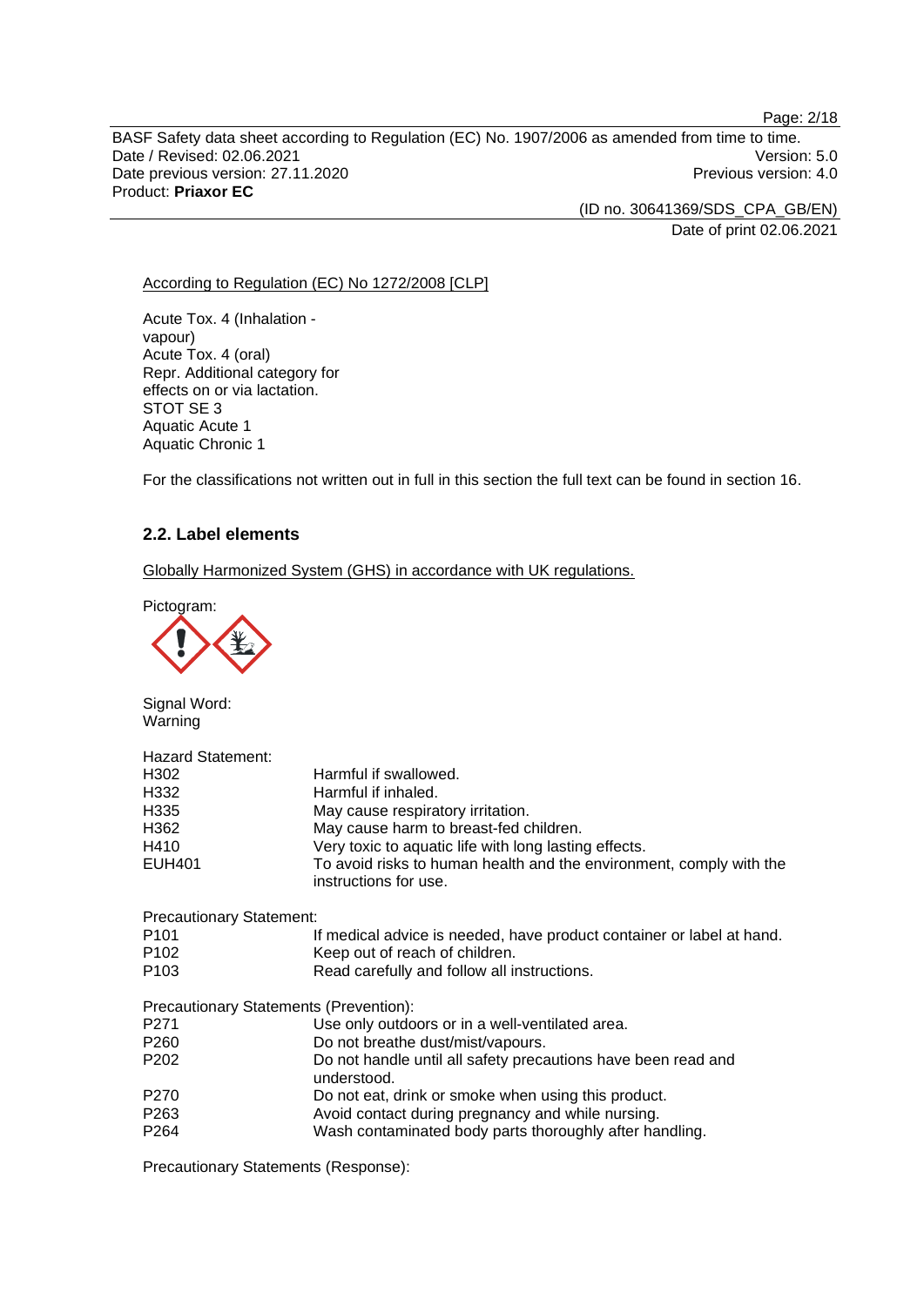According to Regulation (EC) No 1272/2008 [CLP]

Acute Tox. 4 (Inhalation - vapour)
Acute Tox. 4 (oral)
Repr. Additional category for effects on or via lactation.
STOT SE 3
Aquatic Acute 1
Aquatic Chronic 1

For the classifications not written out in full in this section the full text can be found in section 16.

## 2.2. Label elements

Globally Harmonized System (GHS) in accordance with UK regulations.

Pictogram:

Signal Word:
Warning

Hazard Statement:

| | |
|---|---|
| H302 | Harmful if swallowed. |
| H332 | Harmful if inhaled. |
| H335 | May cause respiratory irritation. |
| H362 | May cause harm to breast-fed children. |
| H410 | Very toxic to aquatic life with long lasting effects. |
| EUH401 | To avoid risks to human health and the environment, comply with the instructions for use. |

Precautionary Statement:

| | |
|---|---|
| P101 | If medical advice is needed, have product container or label at hand. |
| P102 | Keep out of reach of children. |
| P103 | Read carefully and follow all instructions. |

Precautionary Statements (Prevention):

| | |
|---|---|
| P271 | Use only outdoors or in a well-ventilated area. |
| P260 | Do not breathe dust/mist/vapours. |
| P202 | Do not handle until all safety precautions have been read and understood. |
| P270 | Do not eat, drink or smoke when using this product. |
| P263 | Avoid contact during pregnancy and while nursing. |
| P264 | Wash contaminated body parts thoroughly after handling. |

Precautionary Statements (Response):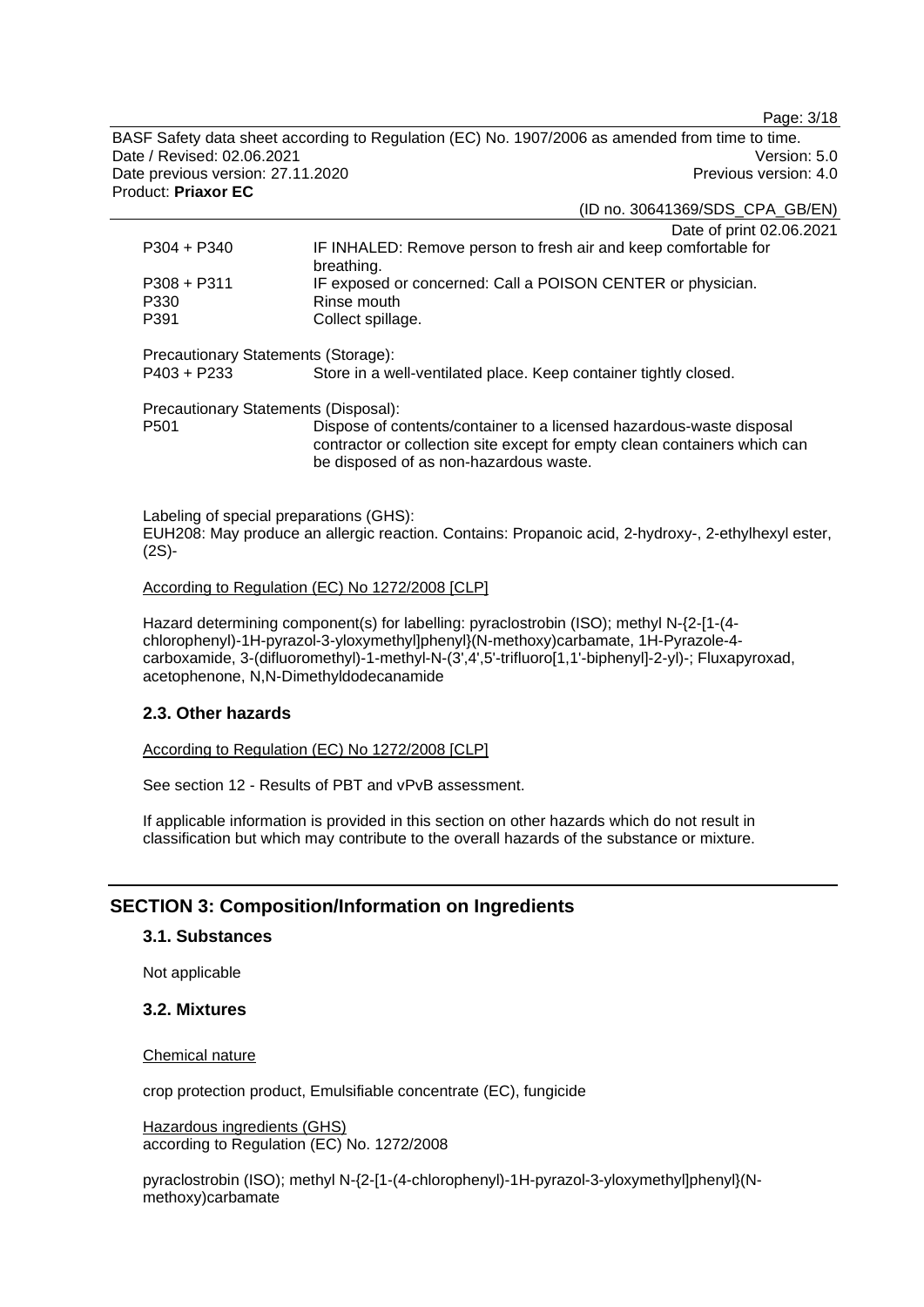| | |
|---|---|
| P304 + P340 | IF INHALED: Remove person to fresh air and keep comfortable for breathing. |
| P308 + P311 | IF exposed or concerned: Call a POISON CENTER or physician. |
| P330 | Rinse mouth |
| P391 | Collect spillage. |

Precautionary Statements (Storage):

| | |
|---|---|
| P403 + P233 | Store in a well-ventilated place. Keep container tightly closed. |

Precautionary Statements (Disposal):

| | |
|---|---|
| P501 | Dispose of contents/container to a licensed hazardous-waste disposal contractor or collection site except for empty clean containers which can be disposed of as non-hazardous waste. |

Labeling of special preparations (GHS):
EUH208: May produce an allergic reaction. Contains: Propanoic acid, 2-hydroxy-, 2-ethylhexyl ester, (2S)-

According to Regulation (EC) No 1272/2008 [CLP]

Hazard determining component(s) for labelling: pyraclostrobin (ISO); methyl N-{2-[1-(4-chlorophenyl)-1H-pyrazol-3-yloxymethyl]phenyl}(N-methoxy)carbamate, 1H-Pyrazole-4-carboxamide, 3-(difluoromethyl)-1-methyl-N-(3',4',5'-trifluoro[1,1'-biphenyl]-2-yl)-; Fluxapyroxad, acetophenone, N,N-Dimethyldodecanamide

### 2.3. Other hazards

According to Regulation (EC) No 1272/2008 [CLP]

See section 12 - Results of PBT and vPvB assessment.

If applicable information is provided in this section on other hazards which do not result in classification but which may contribute to the overall hazards of the substance or mixture.

## SECTION 3: Composition/Information on Ingredients

### 3.1. Substances

Not applicable

### 3.2. Mixtures

Chemical nature

crop protection product, Emulsifiable concentrate (EC), fungicide

Hazardous ingredients (GHS)
according to Regulation (EC) No. 1272/2008

pyraclostrobin (ISO); methyl N-{2-[1-(4-chlorophenyl)-1H-pyrazol-3-yloxymethyl]phenyl}(N-methoxy)carbamate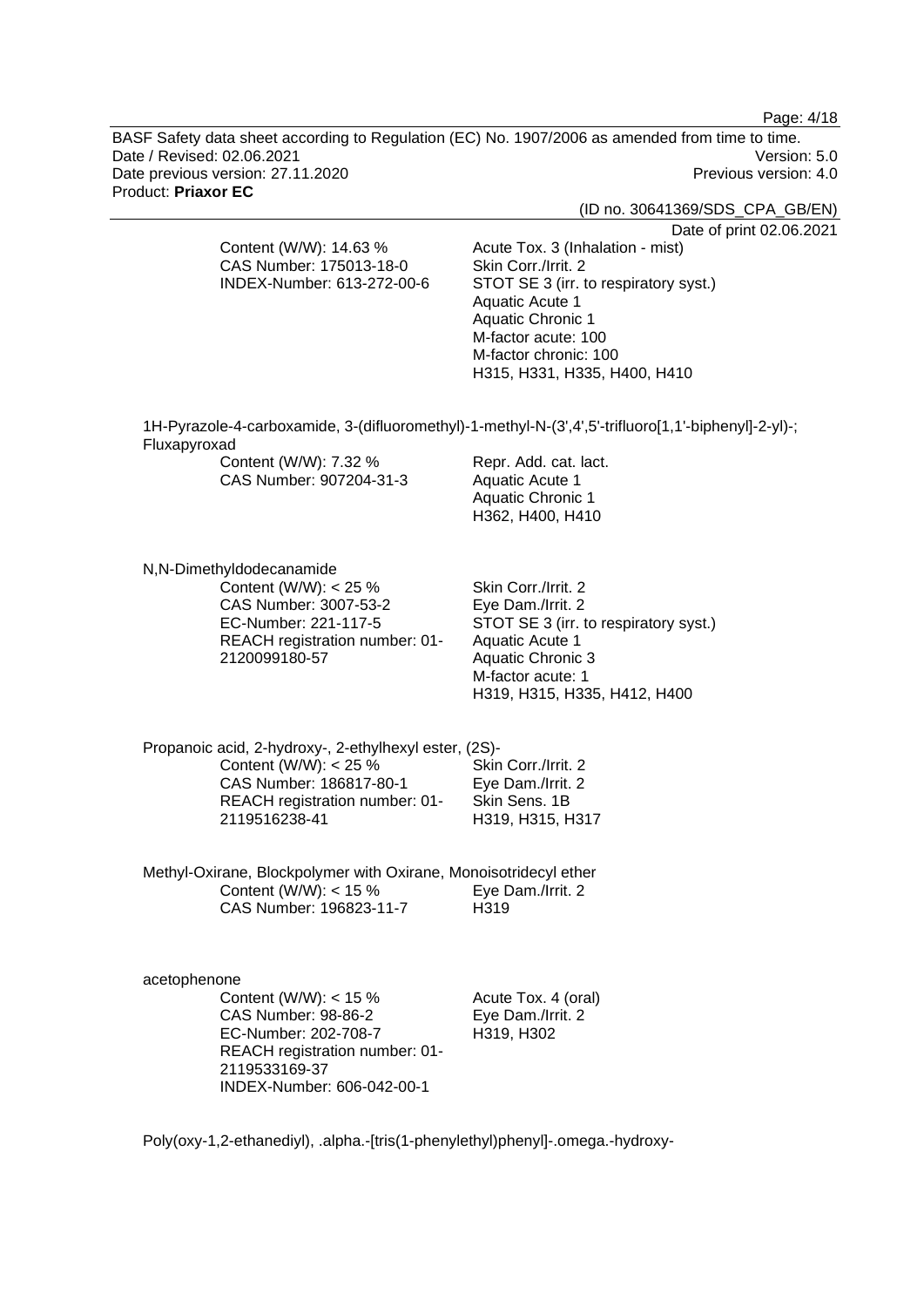Content (W/W): 14.63 %
CAS Number: 175013-18-0
INDEX-Number: 613-272-00-6

Acute Tox. 3 (Inhalation - mist)
Skin Corr./Irrit. 2
STOT SE 3 (irr. to respiratory syst.)
Aquatic Acute 1
Aquatic Chronic 1
M-factor acute: 100
M-factor chronic: 100
H315, H331, H335, H400, H410

1H-Pyrazole-4-carboxamide, 3-(difluoromethyl)-1-methyl-N-(3',4',5'-trifluoro[1,1'-biphenyl]-2-yl)-; Fluxapyroxad

Content (W/W): 7.32 %
CAS Number: 907204-31-3

Repr. Add. cat. lact.
Aquatic Acute 1
Aquatic Chronic 1
H362, H400, H410

N,N-Dimethyldodecanamide

Content (W/W): < 25 %
CAS Number: 3007-53-2
EC-Number: 221-117-5
REACH registration number: 01-2120099180-57

Skin Corr./Irrit. 2
Eye Dam./Irrit. 2
STOT SE 3 (irr. to respiratory syst.)
Aquatic Acute 1
Aquatic Chronic 3
M-factor acute: 1
H319, H315, H335, H412, H400

Propanoic acid, 2-hydroxy-, 2-ethylhexyl ester, (2S)-

Content (W/W): < 25 %
CAS Number: 186817-80-1
REACH registration number: 01-2119516238-41

Skin Corr./Irrit. 2
Eye Dam./Irrit. 2
Skin Sens. 1B
H319, H315, H317

Methyl-Oxirane, Blockpolymer with Oxirane, Monoisotridecyl ether

Content (W/W): < 15 %
CAS Number: 196823-11-7

Eye Dam./Irrit. 2
H319

acetophenone

Content (W/W): < 15 %
CAS Number: 98-86-2
EC-Number: 202-708-7
REACH registration number: 01-2119533169-37
INDEX-Number: 606-042-00-1

Acute Tox. 4 (oral)
Eye Dam./Irrit. 2
H319, H302

Poly(oxy-1,2-ethanediyl), .alpha.-[tris(1-phenylethyl)phenyl]-.omega.-hydroxy-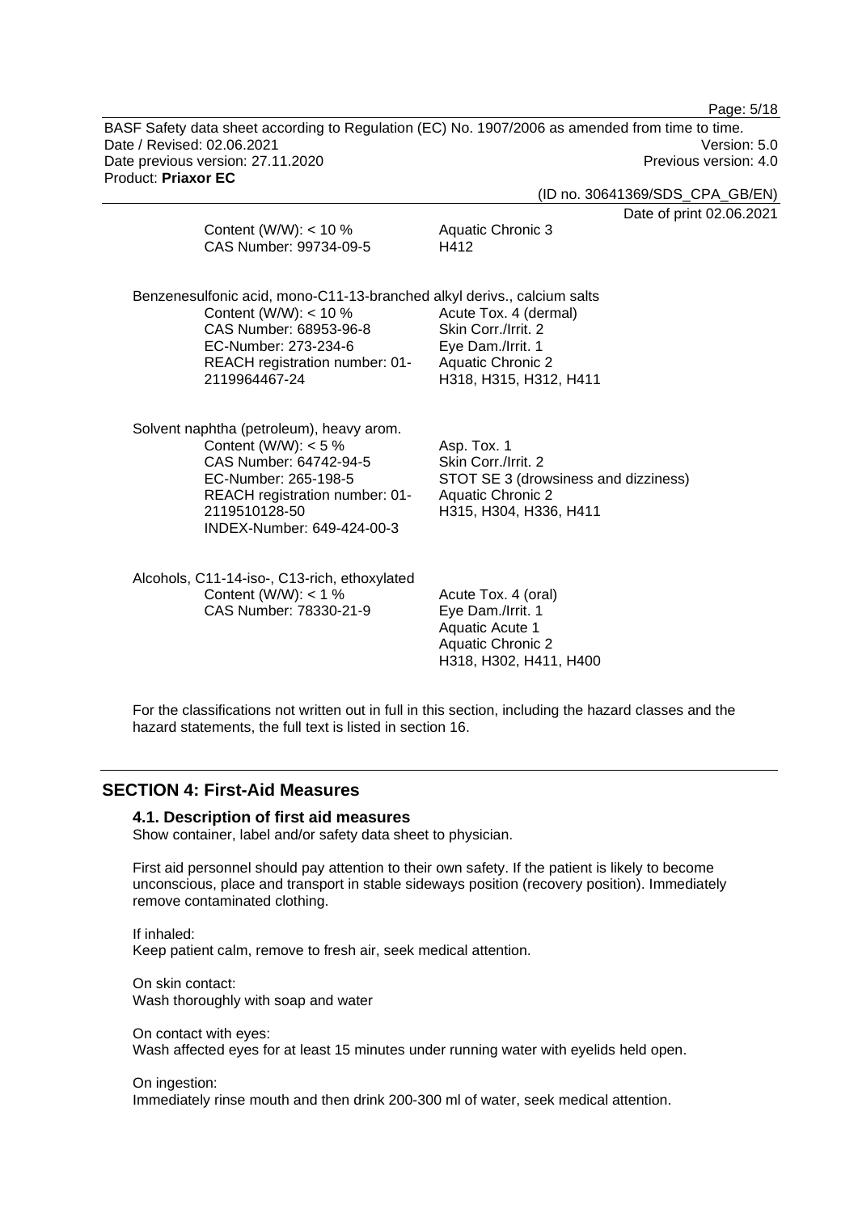Content (W/W): < 10 %
CAS Number: 99734-09-5

Aquatic Chronic 3
H412

Benzenesulfonic acid, mono-C11-13-branched alkyl derivs., calcium salts

Content (W/W): < 10 %
CAS Number: 68953-96-8
EC-Number: 273-234-6
REACH registration number: 01-2119964467-24

Acute Tox. 4 (dermal)
Skin Corr./Irrit. 2
Eye Dam./Irrit. 1
Aquatic Chronic 2
H318, H315, H312, H411

Solvent naphtha (petroleum), heavy arom.

Content (W/W): < 5 %
CAS Number: 64742-94-5
EC-Number: 265-198-5
REACH registration number: 01-2119510128-50
INDEX-Number: 649-424-00-3

Asp. Tox. 1
Skin Corr./Irrit. 2
STOT SE 3 (drowsiness and dizziness)
Aquatic Chronic 2
H315, H304, H336, H411

Alcohols, C11-14-iso-, C13-rich, ethoxylated

Content (W/W): < 1 %
CAS Number: 78330-21-9

Acute Tox. 4 (oral)
Eye Dam./Irrit. 1
Aquatic Acute 1
Aquatic Chronic 2
H318, H302, H411, H400

For the classifications not written out in full in this section, including the hazard classes and the hazard statements, the full text is listed in section 16.

## SECTION 4: First-Aid Measures

### 4.1. Description of first aid measures

Show container, label and/or safety data sheet to physician.

First aid personnel should pay attention to their own safety. If the patient is likely to become unconscious, place and transport in stable sideways position (recovery position). Immediately remove contaminated clothing.

If inhaled:
Keep patient calm, remove to fresh air, seek medical attention.

On skin contact:
Wash thoroughly with soap and water

On contact with eyes:
Wash affected eyes for at least 15 minutes under running water with eyelids held open.

On ingestion:
Immediately rinse mouth and then drink 200-300 ml of water, seek medical attention.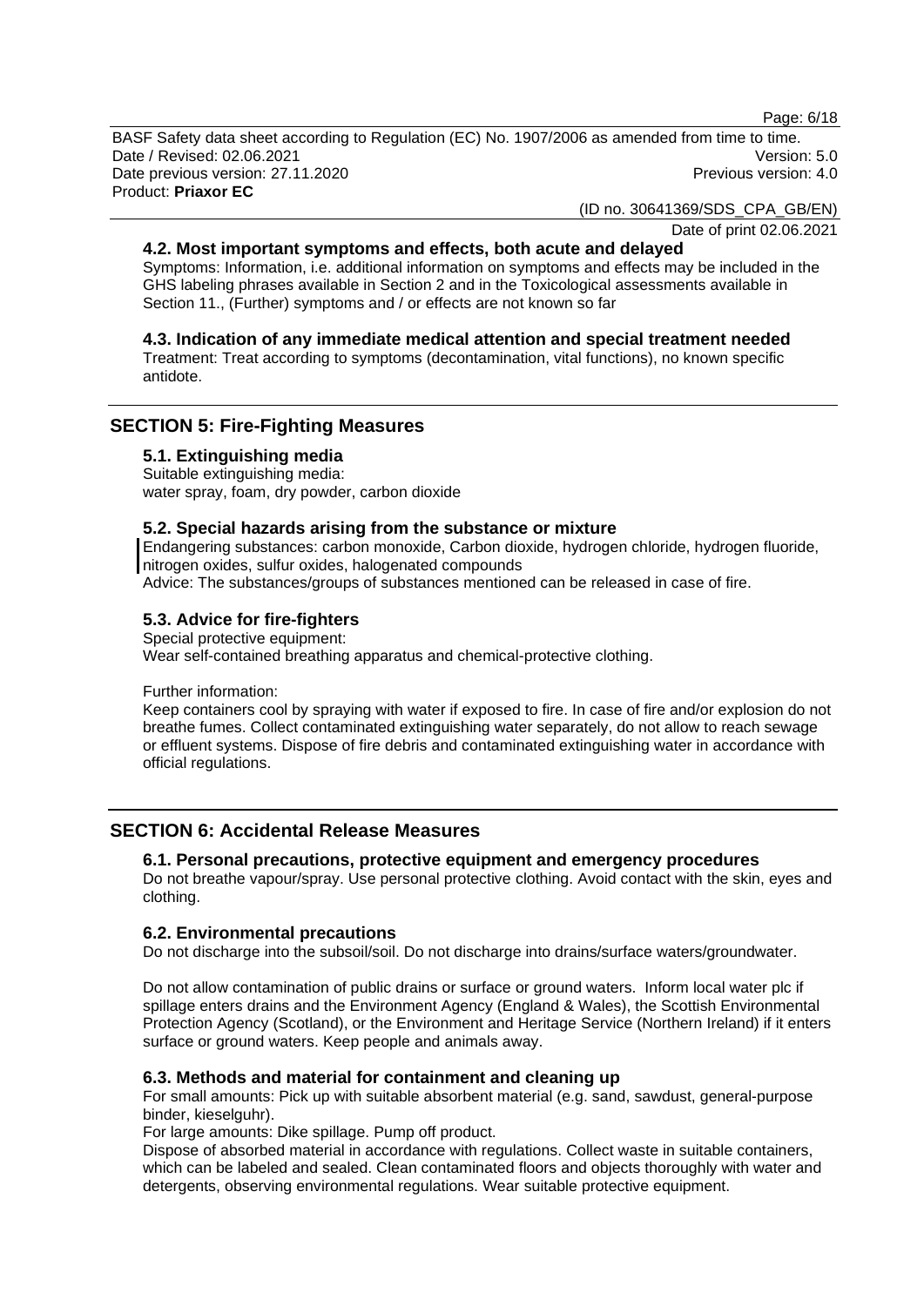### 4.2. Most important symptoms and effects, both acute and delayed

Symptoms: Information, i.e. additional information on symptoms and effects may be included in the GHS labeling phrases available in Section 2 and in the Toxicological assessments available in Section 11., (Further) symptoms and / or effects are not known so far

### 4.3. Indication of any immediate medical attention and special treatment needed

Treatment: Treat according to symptoms (decontamination, vital functions), no known specific antidote.

## SECTION 5: Fire-Fighting Measures

### 5.1. Extinguishing media

Suitable extinguishing media:
water spray, foam, dry powder, carbon dioxide

### 5.2. Special hazards arising from the substance or mixture

Endangering substances: carbon monoxide, Carbon dioxide, hydrogen chloride, hydrogen fluoride, nitrogen oxides, sulfur oxides, halogenated compounds
Advice: The substances/groups of substances mentioned can be released in case of fire.

### 5.3. Advice for fire-fighters

Special protective equipment:
Wear self-contained breathing apparatus and chemical-protective clothing.

Further information:
Keep containers cool by spraying with water if exposed to fire. In case of fire and/or explosion do not breathe fumes. Collect contaminated extinguishing water separately, do not allow to reach sewage or effluent systems. Dispose of fire debris and contaminated extinguishing water in accordance with official regulations.

## SECTION 6: Accidental Release Measures

### 6.1. Personal precautions, protective equipment and emergency procedures

Do not breathe vapour/spray. Use personal protective clothing. Avoid contact with the skin, eyes and clothing.

### 6.2. Environmental precautions

Do not discharge into the subsoil/soil. Do not discharge into drains/surface waters/groundwater.

Do not allow contamination of public drains or surface or ground waters. Inform local water plc if spillage enters drains and the Environment Agency (England & Wales), the Scottish Environmental Protection Agency (Scotland), or the Environment and Heritage Service (Northern Ireland) if it enters surface or ground waters. Keep people and animals away.

### 6.3. Methods and material for containment and cleaning up

For small amounts: Pick up with suitable absorbent material (e.g. sand, sawdust, general-purpose binder, kieselguhr).
For large amounts: Dike spillage. Pump off product.
Dispose of absorbed material in accordance with regulations. Collect waste in suitable containers, which can be labeled and sealed. Clean contaminated floors and objects thoroughly with water and detergents, observing environmental regulations. Wear suitable protective equipment.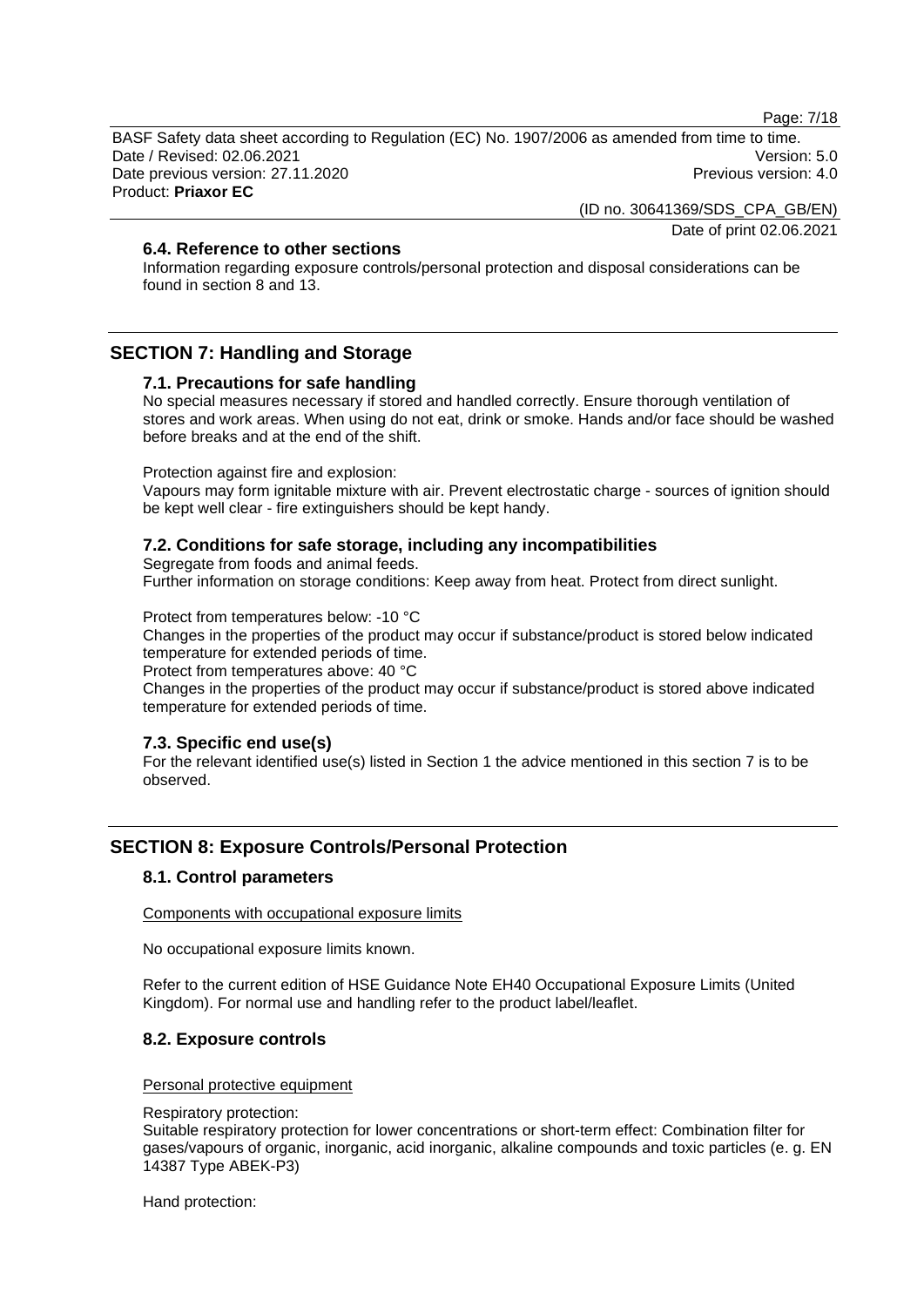### 6.4. Reference to other sections

Information regarding exposure controls/personal protection and disposal considerations can be found in section 8 and 13.

## SECTION 7: Handling and Storage

### 7.1. Precautions for safe handling

No special measures necessary if stored and handled correctly. Ensure thorough ventilation of stores and work areas. When using do not eat, drink or smoke. Hands and/or face should be washed before breaks and at the end of the shift.

Protection against fire and explosion:

Vapours may form ignitable mixture with air. Prevent electrostatic charge - sources of ignition should be kept well clear - fire extinguishers should be kept handy.

### 7.2. Conditions for safe storage, including any incompatibilities

Segregate from foods and animal feeds.

Further information on storage conditions: Keep away from heat. Protect from direct sunlight.

Protect from temperatures below: -10 °C

Changes in the properties of the product may occur if substance/product is stored below indicated temperature for extended periods of time.

Protect from temperatures above: 40 °C

Changes in the properties of the product may occur if substance/product is stored above indicated temperature for extended periods of time.

### 7.3. Specific end use(s)

For the relevant identified use(s) listed in Section 1 the advice mentioned in this section 7 is to be observed.

## SECTION 8: Exposure Controls/Personal Protection

### 8.1. Control parameters

Components with occupational exposure limits

No occupational exposure limits known.

Refer to the current edition of HSE Guidance Note EH40 Occupational Exposure Limits (United Kingdom). For normal use and handling refer to the product label/leaflet.

### 8.2. Exposure controls

Personal protective equipment

Respiratory protection:

Suitable respiratory protection for lower concentrations or short-term effect: Combination filter for gases/vapours of organic, inorganic, acid inorganic, alkaline compounds and toxic particles (e. g. EN 14387 Type ABEK-P3)

Hand protection: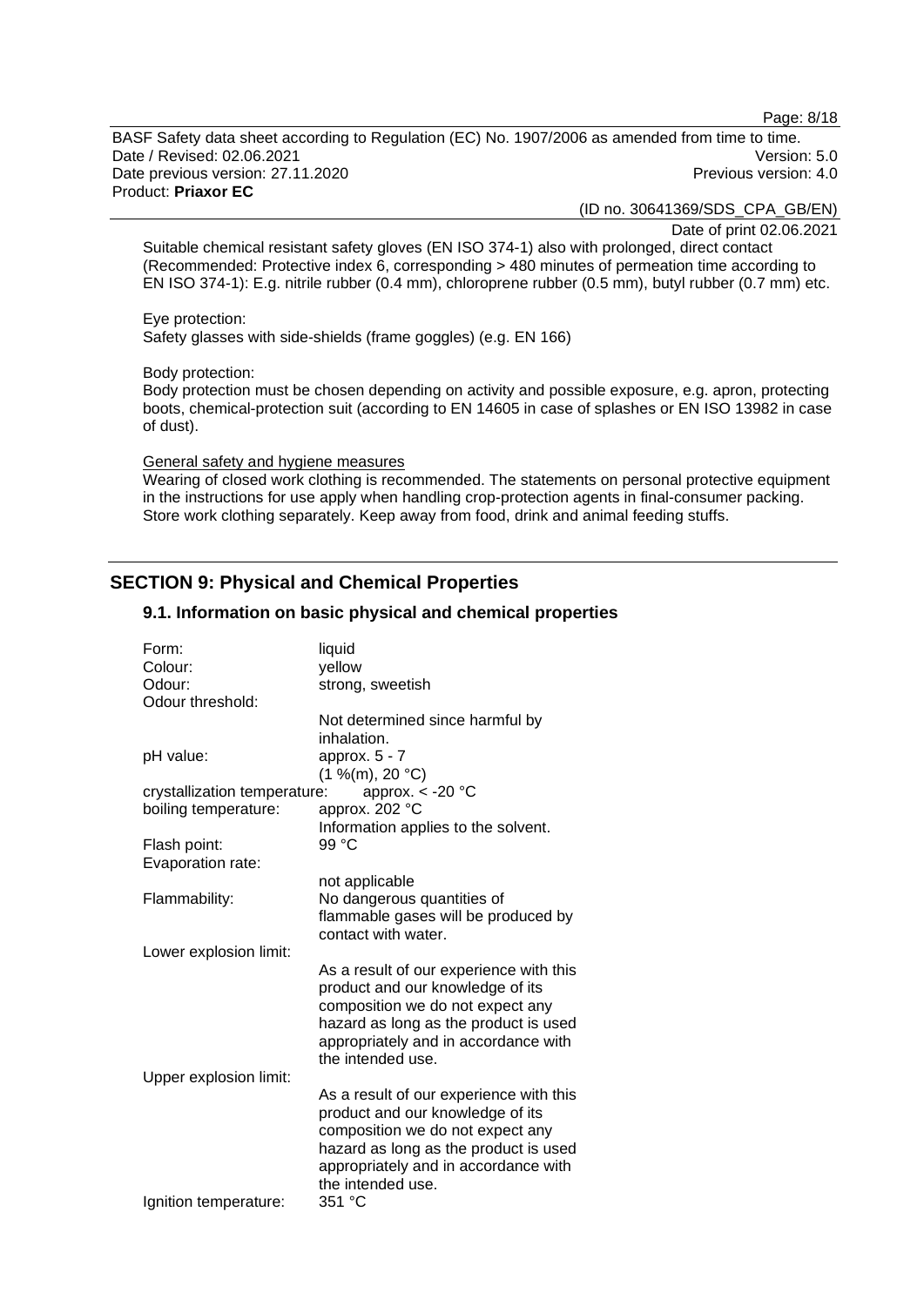Suitable chemical resistant safety gloves (EN ISO 374-1) also with prolonged, direct contact (Recommended: Protective index 6, corresponding > 480 minutes of permeation time according to EN ISO 374-1): E.g. nitrile rubber (0.4 mm), chloroprene rubber (0.5 mm), butyl rubber (0.7 mm) etc.

Eye protection:
Safety glasses with side-shields (frame goggles) (e.g. EN 166)

Body protection:
Body protection must be chosen depending on activity and possible exposure, e.g. apron, protecting boots, chemical-protection suit (according to EN 14605 in case of splashes or EN ISO 13982 in case of dust).

General safety and hygiene measures

Wearing of closed work clothing is recommended. The statements on personal protective equipment in the instructions for use apply when handling crop-protection agents in final-consumer packing. Store work clothing separately. Keep away from food, drink and animal feeding stuffs.

## SECTION 9: Physical and Chemical Properties

### 9.1. Information on basic physical and chemical properties

| | |
|---|---|
| Form: | liquid |
| Colour: | yellow |
| Odour: | strong, sweetish |
| Odour threshold: | Not determined since harmful by inhalation. |
| pH value: | approx. 5 - 7 (1 %(m), 20 °C) |
| crystallization temperature: | approx. < -20 °C |
| boiling temperature: | approx. 202 °C Information applies to the solvent. |
| Flash point: | 99 °C |
| Evaporation rate: | not applicable |
| Flammability: | No dangerous quantities of flammable gases will be produced by contact with water. |
| Lower explosion limit: | As a result of our experience with this product and our knowledge of its composition we do not expect any hazard as long as the product is used appropriately and in accordance with the intended use. |
| Upper explosion limit: | As a result of our experience with this product and our knowledge of its composition we do not expect any hazard as long as the product is used appropriately and in accordance with the intended use. |
| Ignition temperature: | 351 °C |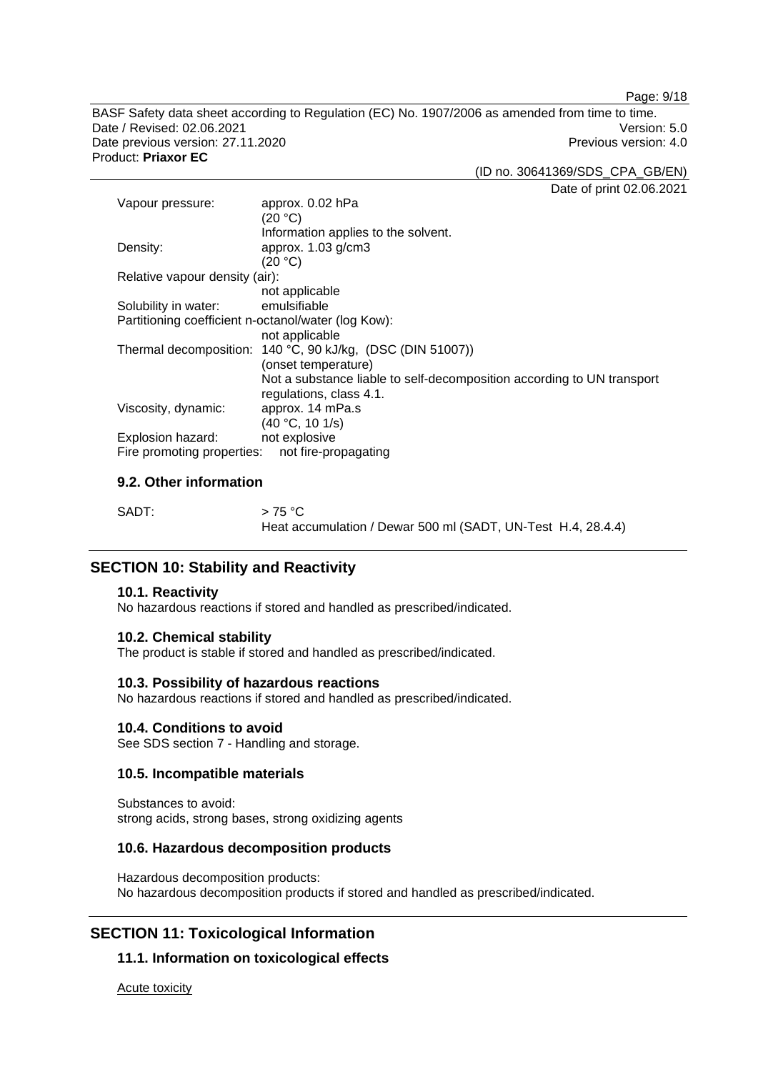| | |
|---|---|
| Vapour pressure: | approx. 0.02 hPa (20 °C) Information applies to the solvent. |
| Density: | approx. 1.03 g/cm3 (20 °C) |
| Relative vapour density (air): | not applicable |
| Solubility in water: | emulsifiable |
| Partitioning coefficient n-octanol/water (log Kow): | not applicable |
| Thermal decomposition: | 140 °C, 90 kJ/kg, (DSC (DIN 51007)) (onset temperature) Not a substance liable to self-decomposition according to UN transport regulations, class 4.1. |
| Viscosity, dynamic: | approx. 14 mPa.s (40 °C, 10 1/s) |
| Explosion hazard: | not explosive |
| Fire promoting properties: | not fire-propagating |

### 9.2. Other information

SADT: > 75 °C
Heat accumulation / Dewar 500 ml (SADT, UN-Test H.4, 28.4.4)

## SECTION 10: Stability and Reactivity

### 10.1. Reactivity

No hazardous reactions if stored and handled as prescribed/indicated.

### 10.2. Chemical stability

The product is stable if stored and handled as prescribed/indicated.

### 10.3. Possibility of hazardous reactions

No hazardous reactions if stored and handled as prescribed/indicated.

### 10.4. Conditions to avoid

See SDS section 7 - Handling and storage.

### 10.5. Incompatible materials

Substances to avoid:
strong acids, strong bases, strong oxidizing agents

### 10.6. Hazardous decomposition products

Hazardous decomposition products:
No hazardous decomposition products if stored and handled as prescribed/indicated.

## SECTION 11: Toxicological Information

### 11.1. Information on toxicological effects

Acute toxicity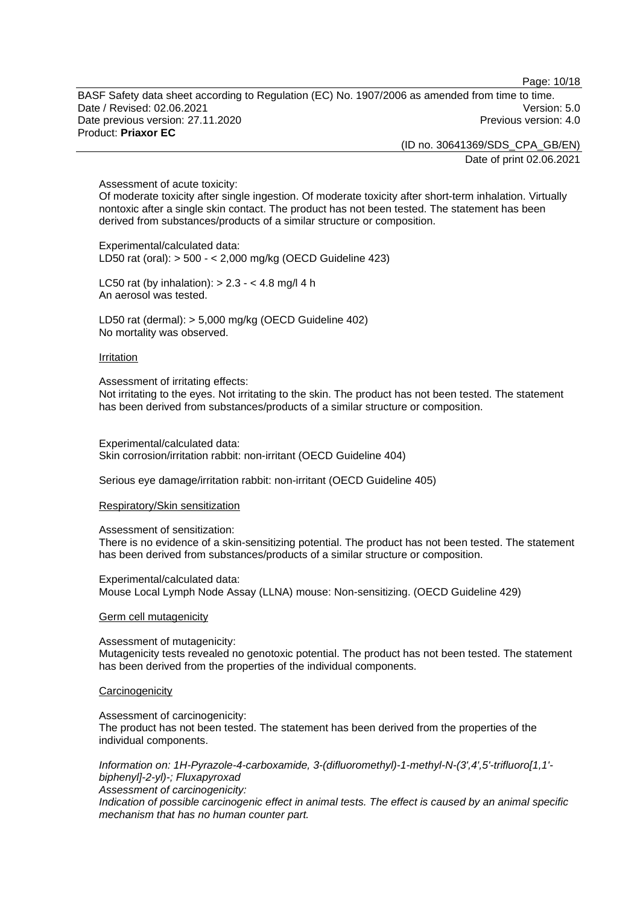Assessment of acute toxicity:
Of moderate toxicity after single ingestion. Of moderate toxicity after short-term inhalation. Virtually nontoxic after a single skin contact. The product has not been tested. The statement has been derived from substances/products of a similar structure or composition.

Experimental/calculated data:
LD50 rat (oral): > 500 - < 2,000 mg/kg (OECD Guideline 423)

LC50 rat (by inhalation): > 2.3 - < 4.8 mg/l 4 h
An aerosol was tested.

LD50 rat (dermal): > 5,000 mg/kg (OECD Guideline 402)
No mortality was observed.

Irritation

Assessment of irritating effects:
Not irritating to the eyes. Not irritating to the skin. The product has not been tested. The statement has been derived from substances/products of a similar structure or composition.

Experimental/calculated data:
Skin corrosion/irritation rabbit: non-irritant (OECD Guideline 404)

Serious eye damage/irritation rabbit: non-irritant (OECD Guideline 405)

Respiratory/Skin sensitization

Assessment of sensitization:
There is no evidence of a skin-sensitizing potential. The product has not been tested. The statement has been derived from substances/products of a similar structure or composition.

Experimental/calculated data:
Mouse Local Lymph Node Assay (LLNA) mouse: Non-sensitizing. (OECD Guideline 429)

Germ cell mutagenicity

Assessment of mutagenicity:
Mutagenicity tests revealed no genotoxic potential. The product has not been tested. The statement has been derived from the properties of the individual components.

Carcinogenicity

Assessment of carcinogenicity:
The product has not been tested. The statement has been derived from the properties of the individual components.

*Information on: 1H-Pyrazole-4-carboxamide, 3-(difluoromethyl)-1-methyl-N-(3',4',5'-trifluoro[1,1'-biphenyl]-2-yl)-; Fluxapyroxad*
*Assessment of carcinogenicity:*
*Indication of possible carcinogenic effect in animal tests. The effect is caused by an animal specific mechanism that has no human counter part.*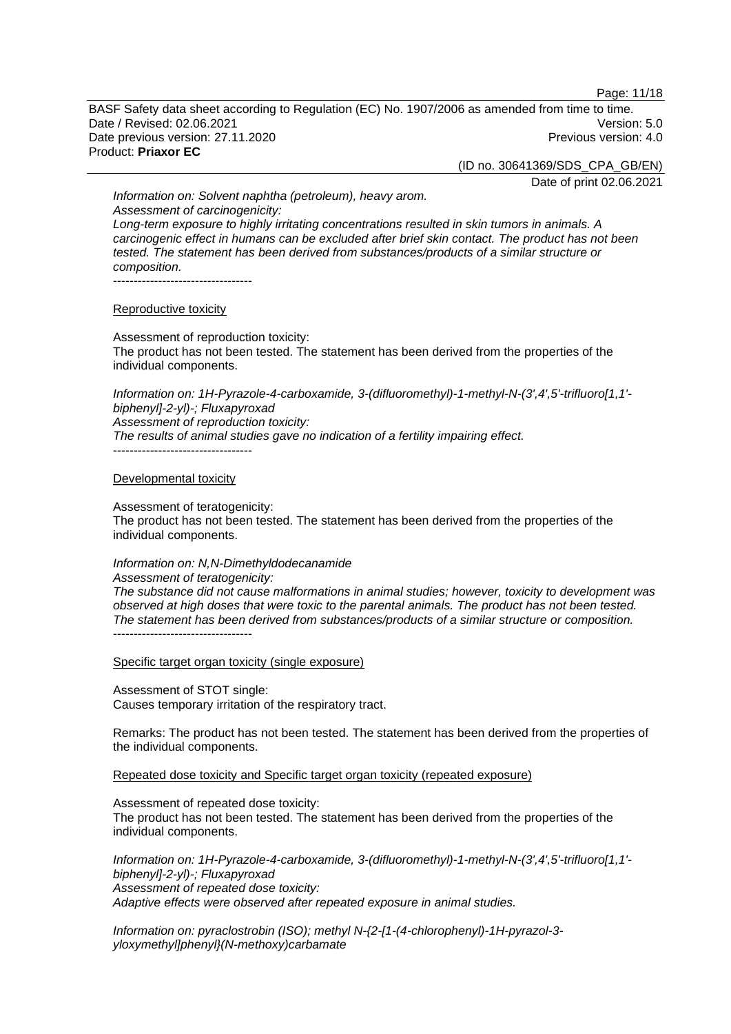*Information on: Solvent naphtha (petroleum), heavy arom.*
*Assessment of carcinogenicity:*
*Long-term exposure to highly irritating concentrations resulted in skin tumors in animals. A carcinogenic effect in humans can be excluded after brief skin contact. The product has not been tested. The statement has been derived from substances/products of a similar structure or composition.*

----------------------------------

Reproductive toxicity

Assessment of reproduction toxicity:
The product has not been tested. The statement has been derived from the properties of the individual components.

*Information on: 1H-Pyrazole-4-carboxamide, 3-(difluoromethyl)-1-methyl-N-(3',4',5'-trifluoro[1,1'-biphenyl]-2-yl)-; Fluxapyroxad*
*Assessment of reproduction toxicity:*
*The results of animal studies gave no indication of a fertility impairing effect.*

----------------------------------

Developmental toxicity

Assessment of teratogenicity:
The product has not been tested. The statement has been derived from the properties of the individual components.

*Information on: N,N-Dimethyldodecanamide*
*Assessment of teratogenicity:*
*The substance did not cause malformations in animal studies; however, toxicity to development was observed at high doses that were toxic to the parental animals. The product has not been tested. The statement has been derived from substances/products of a similar structure or composition.*

----------------------------------

Specific target organ toxicity (single exposure)

Assessment of STOT single:
Causes temporary irritation of the respiratory tract.

Remarks: The product has not been tested. The statement has been derived from the properties of the individual components.

Repeated dose toxicity and Specific target organ toxicity (repeated exposure)

Assessment of repeated dose toxicity:
The product has not been tested. The statement has been derived from the properties of the individual components.

*Information on: 1H-Pyrazole-4-carboxamide, 3-(difluoromethyl)-1-methyl-N-(3',4',5'-trifluoro[1,1'-biphenyl]-2-yl)-; Fluxapyroxad*
*Assessment of repeated dose toxicity:*
*Adaptive effects were observed after repeated exposure in animal studies.*

*Information on: pyraclostrobin (ISO); methyl N-{2-[1-(4-chlorophenyl)-1H-pyrazol-3-yloxymethyl]phenyl}(N-methoxy)carbamate*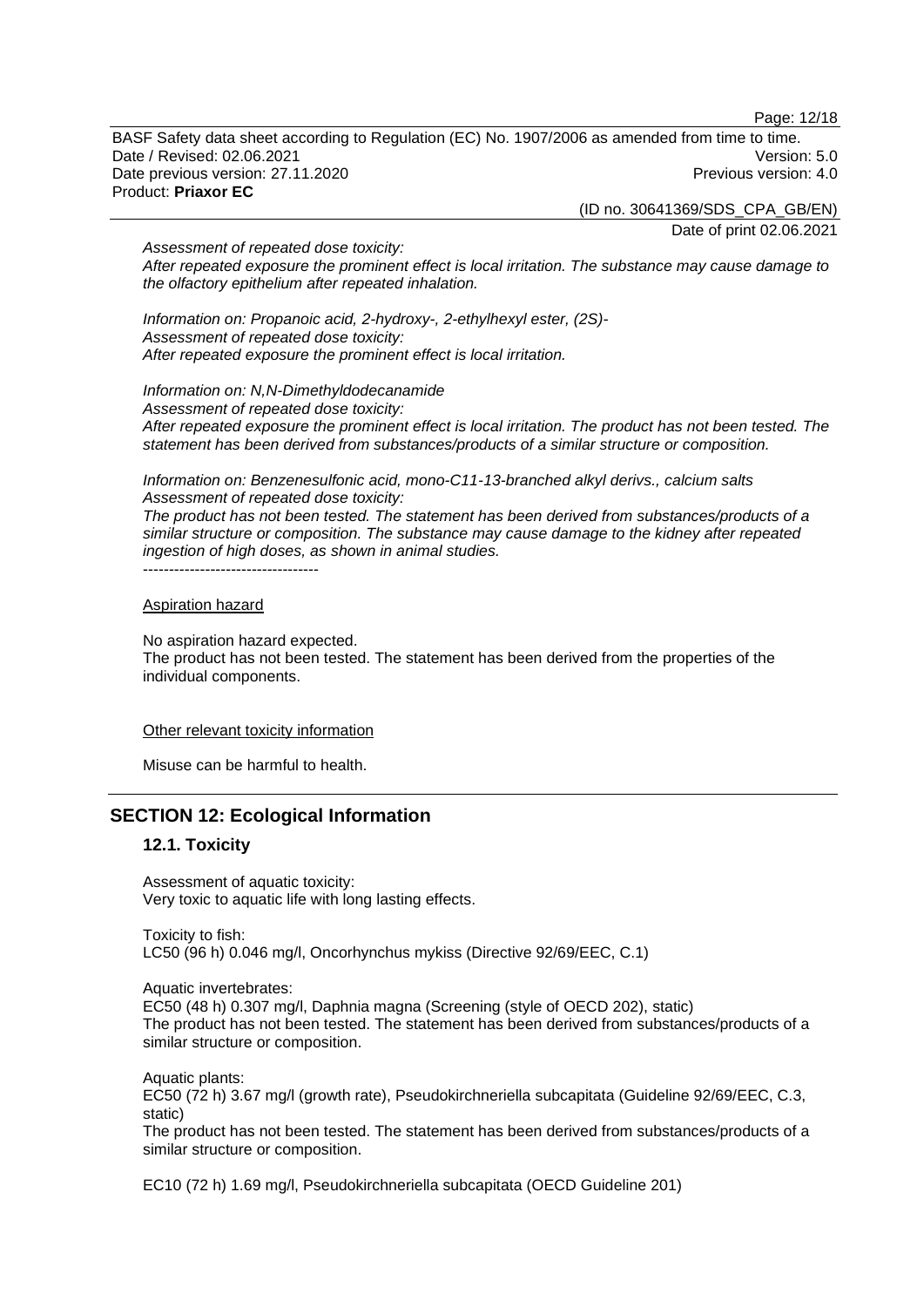*Assessment of repeated dose toxicity:*
*After repeated exposure the prominent effect is local irritation. The substance may cause damage to the olfactory epithelium after repeated inhalation.*

*Information on: Propanoic acid, 2-hydroxy-, 2-ethylhexyl ester, (2S)-*
*Assessment of repeated dose toxicity:*
*After repeated exposure the prominent effect is local irritation.*

*Information on: N,N-Dimethyldodecanamide*
*Assessment of repeated dose toxicity:*
*After repeated exposure the prominent effect is local irritation. The product has not been tested. The statement has been derived from substances/products of a similar structure or composition.*

*Information on: Benzenesulfonic acid, mono-C11-13-branched alkyl derivs., calcium salts*
*Assessment of repeated dose toxicity:*
*The product has not been tested. The statement has been derived from substances/products of a similar structure or composition. The substance may cause damage to the kidney after repeated ingestion of high doses, as shown in animal studies.*
----------------------------------

Aspiration hazard

No aspiration hazard expected.
The product has not been tested. The statement has been derived from the properties of the individual components.

Other relevant toxicity information

Misuse can be harmful to health.

## SECTION 12: Ecological Information

### 12.1. Toxicity

Assessment of aquatic toxicity:
Very toxic to aquatic life with long lasting effects.

Toxicity to fish:
LC50 (96 h) 0.046 mg/l, Oncorhynchus mykiss (Directive 92/69/EEC, C.1)

Aquatic invertebrates:
EC50 (48 h) 0.307 mg/l, Daphnia magna (Screening (style of OECD 202), static)
The product has not been tested. The statement has been derived from substances/products of a similar structure or composition.

Aquatic plants:
EC50 (72 h) 3.67 mg/l (growth rate), Pseudokirchneriella subcapitata (Guideline 92/69/EEC, C.3, static)
The product has not been tested. The statement has been derived from substances/products of a similar structure or composition.

EC10 (72 h) 1.69 mg/l, Pseudokirchneriella subcapitata (OECD Guideline 201)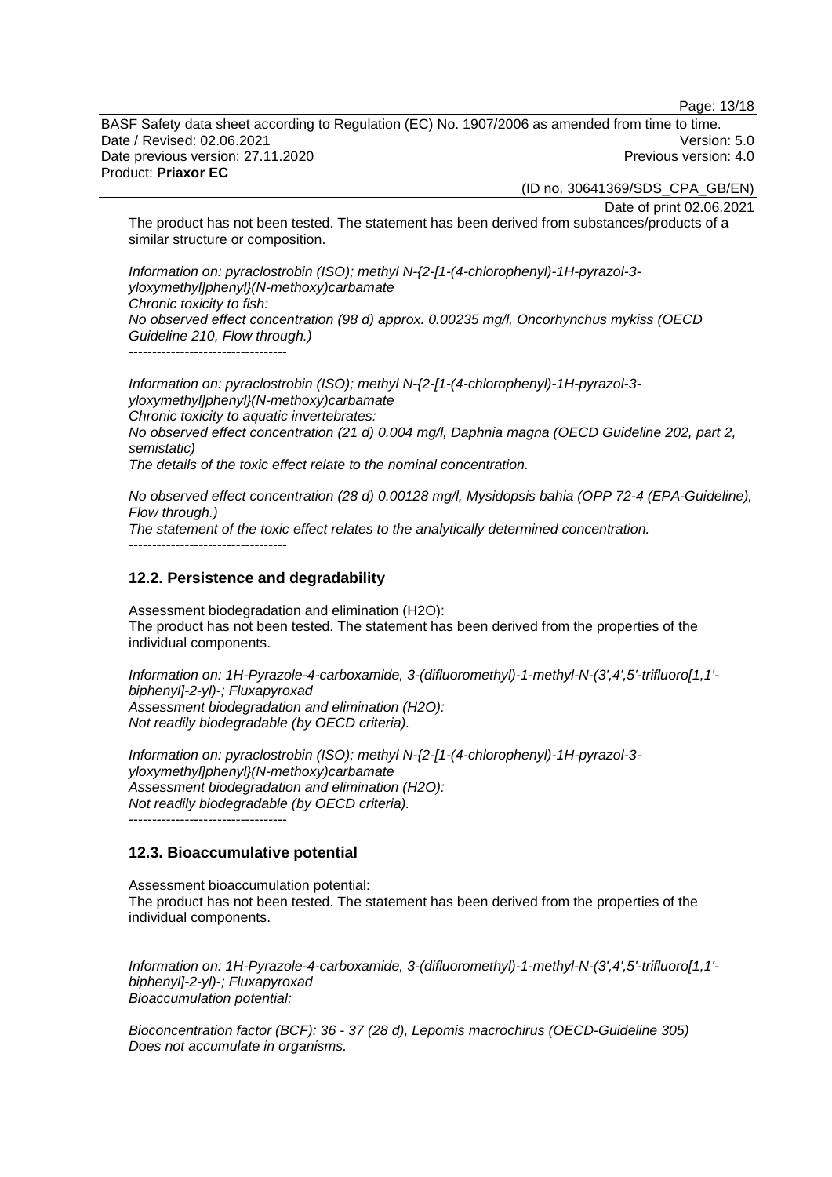The product has not been tested. The statement has been derived from substances/products of a similar structure or composition.

*Information on: pyraclostrobin (ISO); methyl N-{2-[1-(4-chlorophenyl)-1H-pyrazol-3-yloxymethyl]phenyl}(N-methoxy)carbamate*
*Chronic toxicity to fish:*
*No observed effect concentration (98 d) approx. 0.00235 mg/l, Oncorhynchus mykiss (OECD Guideline 210, Flow through.)*

----------------------------------

*Information on: pyraclostrobin (ISO); methyl N-{2-[1-(4-chlorophenyl)-1H-pyrazol-3-yloxymethyl]phenyl}(N-methoxy)carbamate*
*Chronic toxicity to aquatic invertebrates:*
*No observed effect concentration (21 d) 0.004 mg/l, Daphnia magna (OECD Guideline 202, part 2, semistatic)*
*The details of the toxic effect relate to the nominal concentration.*

*No observed effect concentration (28 d) 0.00128 mg/l, Mysidopsis bahia (OPP 72-4 (EPA-Guideline), Flow through.)*
*The statement of the toxic effect relates to the analytically determined concentration.*

----------------------------------

## 12.2. Persistence and degradability

Assessment biodegradation and elimination ($H_2O$):
The product has not been tested. The statement has been derived from the properties of the individual components.

*Information on: 1H-Pyrazole-4-carboxamide, 3-(difluoromethyl)-1-methyl-N-(3',4',5'-trifluoro[1,1'-biphenyl]-2-yl)-; Fluxapyroxad*
*Assessment biodegradation and elimination ($H_2O$):*
*Not readily biodegradable (by OECD criteria).*

*Information on: pyraclostrobin (ISO); methyl N-{2-[1-(4-chlorophenyl)-1H-pyrazol-3-yloxymethyl]phenyl}(N-methoxy)carbamate*
*Assessment biodegradation and elimination ($H_2O$):*
*Not readily biodegradable (by OECD criteria).*

----------------------------------

## 12.3. Bioaccumulative potential

Assessment bioaccumulation potential:
The product has not been tested. The statement has been derived from the properties of the individual components.

*Information on: 1H-Pyrazole-4-carboxamide, 3-(difluoromethyl)-1-methyl-N-(3',4',5'-trifluoro[1,1'-biphenyl]-2-yl)-; Fluxapyroxad*
*Bioaccumulation potential:*

*Bioconcentration factor (BCF): 36 - 37 (28 d), Lepomis macrochirus (OECD-Guideline 305)*
*Does not accumulate in organisms.*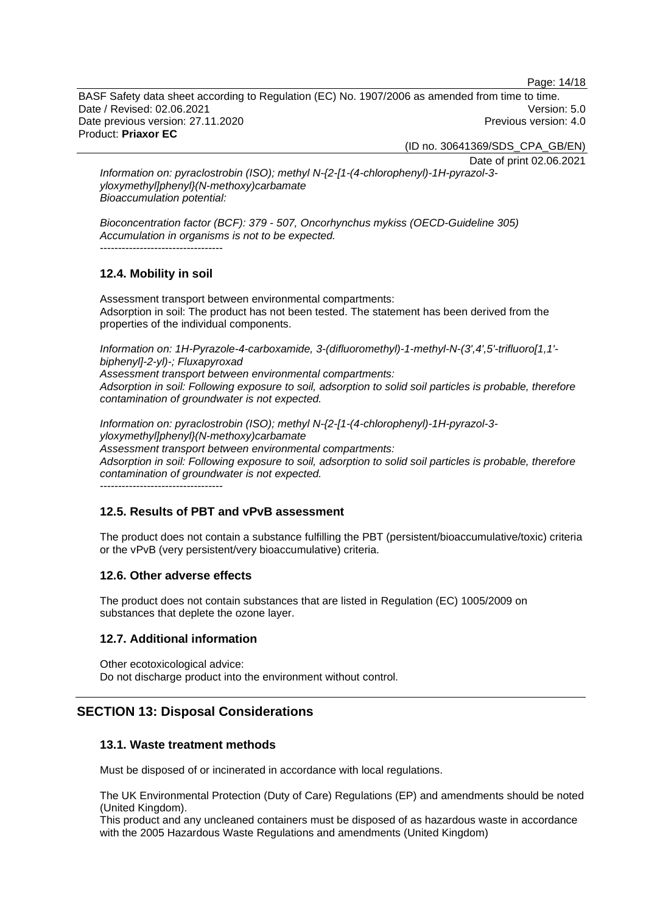*Information on: pyraclostrobin (ISO); methyl N-{2-[1-(4-chlorophenyl)-1H-pyrazol-3-yloxymethyl]phenyl}(N-methoxy)carbamate*
*Bioaccumulation potential:*

*Bioconcentration factor (BCF): 379 - 507, Oncorhynchus mykiss (OECD-Guideline 305)*
*Accumulation in organisms is not to be expected.*

----------------------------------

### 12.4. Mobility in soil

Assessment transport between environmental compartments:
Adsorption in soil: The product has not been tested. The statement has been derived from the properties of the individual components.

*Information on: 1H-Pyrazole-4-carboxamide, 3-(difluoromethyl)-1-methyl-N-(3',4',5'-trifluoro[1,1'-biphenyl]-2-yl)-; Fluxapyroxad*
*Assessment transport between environmental compartments:*
*Adsorption in soil: Following exposure to soil, adsorption to solid soil particles is probable, therefore contamination of groundwater is not expected.*

*Information on: pyraclostrobin (ISO); methyl N-{2-[1-(4-chlorophenyl)-1H-pyrazol-3-yloxymethyl]phenyl}(N-methoxy)carbamate*
*Assessment transport between environmental compartments:*
*Adsorption in soil: Following exposure to soil, adsorption to solid soil particles is probable, therefore contamination of groundwater is not expected.*

----------------------------------

### 12.5. Results of PBT and vPvB assessment

The product does not contain a substance fulfilling the PBT (persistent/bioaccumulative/toxic) criteria or the vPvB (very persistent/very bioaccumulative) criteria.

### 12.6. Other adverse effects

The product does not contain substances that are listed in Regulation (EC) 1005/2009 on substances that deplete the ozone layer.

### 12.7. Additional information

Other ecotoxicological advice:
Do not discharge product into the environment without control.

## SECTION 13: Disposal Considerations

### 13.1. Waste treatment methods

Must be disposed of or incinerated in accordance with local regulations.

The UK Environmental Protection (Duty of Care) Regulations (EP) and amendments should be noted (United Kingdom).
This product and any uncleaned containers must be disposed of as hazardous waste in accordance with the 2005 Hazardous Waste Regulations and amendments (United Kingdom)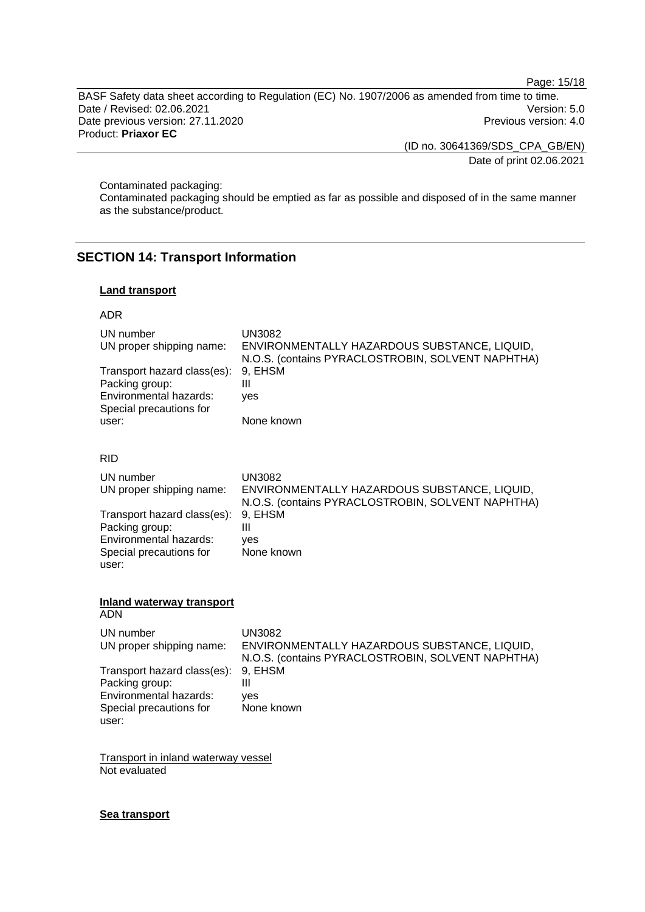Contaminated packaging:
Contaminated packaging should be emptied as far as possible and disposed of in the same manner as the substance/product.

## SECTION 14: Transport Information

**Land transport**

ADR

| | |
|---|---|
| UN number | UN3082 |
| UN proper shipping name: | ENVIRONMENTALLY HAZARDOUS SUBSTANCE, LIQUID, N.O.S. (contains PYRACLOSTROBIN, SOLVENT NAPHTHA) |
| Transport hazard class(es): | 9, EHSM |
| Packing group: | III |
| Environmental hazards: | yes |
| Special precautions for user: | None known |

RID

| | |
|---|---|
| UN number | UN3082 |
| UN proper shipping name: | ENVIRONMENTALLY HAZARDOUS SUBSTANCE, LIQUID, N.O.S. (contains PYRACLOSTROBIN, SOLVENT NAPHTHA) |
| Transport hazard class(es): | 9, EHSM |
| Packing group: | III |
| Environmental hazards: | yes |
| Special precautions for user: | None known |

**Inland waterway transport**
ADN

| | |
|---|---|
| UN number | UN3082 |
| UN proper shipping name: | ENVIRONMENTALLY HAZARDOUS SUBSTANCE, LIQUID, N.O.S. (contains PYRACLOSTROBIN, SOLVENT NAPHTHA) |
| Transport hazard class(es): | 9, EHSM |
| Packing group: | III |
| Environmental hazards: | yes |
| Special precautions for user: | None known |

Transport in inland waterway vessel
Not evaluated

**Sea transport**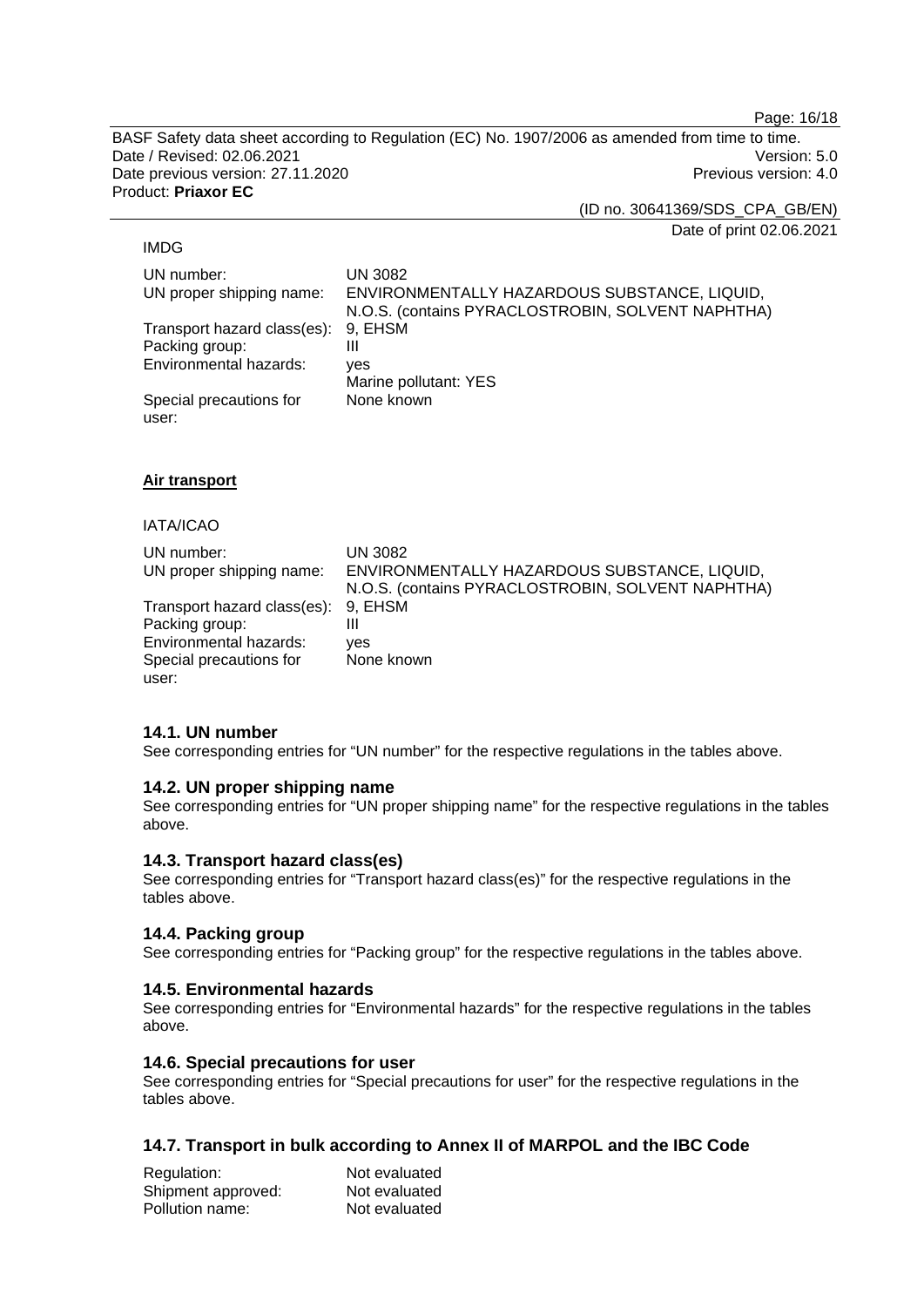IMDG

| | |
|---|---|
| UN number: | UN 3082 |
| UN proper shipping name: | ENVIRONMENTALLY HAZARDOUS SUBSTANCE, LIQUID, N.O.S. (contains PYRACLOSTROBIN, SOLVENT NAPHTHA) |
| Transport hazard class(es): | 9, EHSM |
| Packing group: | III |
| Environmental hazards: | yes<br>Marine pollutant: YES |
| Special precautions for user: | None known |

**Air transport**

IATA/ICAO

| | |
|---|---|
| UN number: | UN 3082 |
| UN proper shipping name: | ENVIRONMENTALLY HAZARDOUS SUBSTANCE, LIQUID, N.O.S. (contains PYRACLOSTROBIN, SOLVENT NAPHTHA) |
| Transport hazard class(es): | 9, EHSM |
| Packing group: | III |
| Environmental hazards: | yes |
| Special precautions for user: | None known |

### 14.1. UN number

See corresponding entries for “UN number” for the respective regulations in the tables above.

### 14.2. UN proper shipping name

See corresponding entries for “UN proper shipping name” for the respective regulations in the tables above.

### 14.3. Transport hazard class(es)

See corresponding entries for “Transport hazard class(es)” for the respective regulations in the tables above.

### 14.4. Packing group

See corresponding entries for “Packing group” for the respective regulations in the tables above.

### 14.5. Environmental hazards

See corresponding entries for “Environmental hazards” for the respective regulations in the tables above.

### 14.6. Special precautions for user

See corresponding entries for “Special precautions for user” for the respective regulations in the tables above.

### 14.7. Transport in bulk according to Annex II of MARPOL and the IBC Code

| | |
|---|---|
| Regulation: | Not evaluated |
| Shipment approved: | Not evaluated |
| Pollution name: | Not evaluated |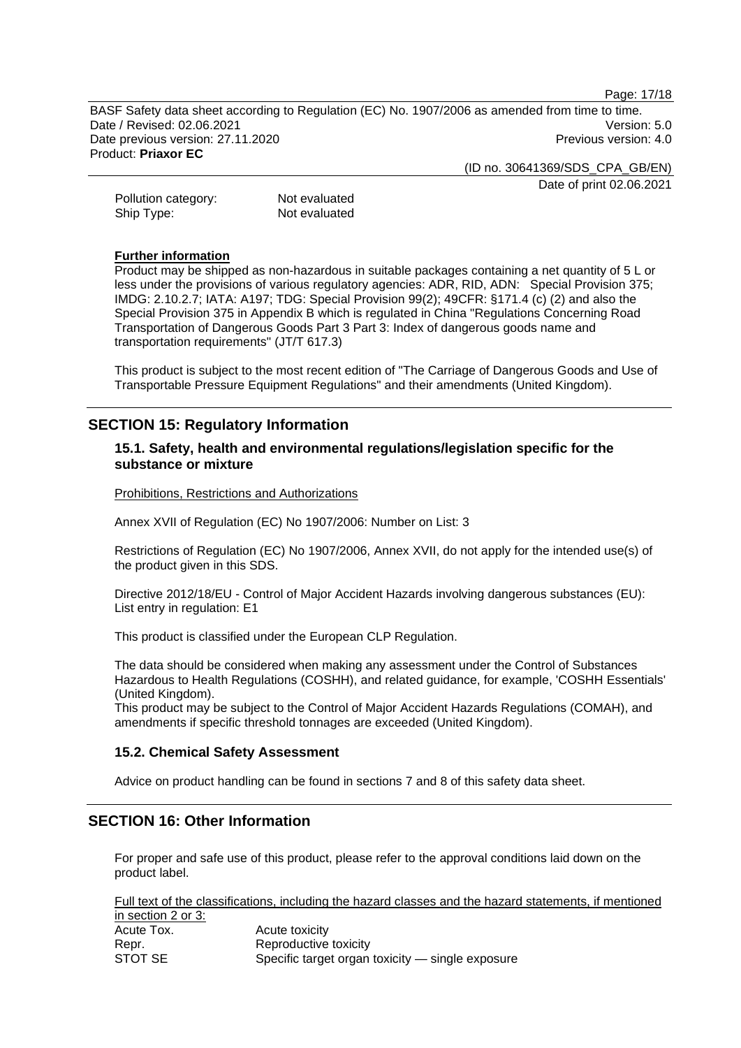Pollution category: Not evaluated
Ship Type: Not evaluated

**Further information**

Product may be shipped as non-hazardous in suitable packages containing a net quantity of 5 L or less under the provisions of various regulatory agencies: ADR, RID, ADN: Special Provision 375; IMDG: 2.10.2.7; IATA: A197; TDG: Special Provision 99(2); 49CFR: §171.4 (c) (2) and also the Special Provision 375 in Appendix B which is regulated in China "Regulations Concerning Road Transportation of Dangerous Goods Part 3 Part 3: Index of dangerous goods name and transportation requirements" (JT/T 617.3)

This product is subject to the most recent edition of "The Carriage of Dangerous Goods and Use of Transportable Pressure Equipment Regulations" and their amendments (United Kingdom).

## SECTION 15: Regulatory Information

### 15.1. Safety, health and environmental regulations/legislation specific for the substance or mixture

Prohibitions, Restrictions and Authorizations

Annex XVII of Regulation (EC) No 1907/2006: Number on List: 3

Restrictions of Regulation (EC) No 1907/2006, Annex XVII, do not apply for the intended use(s) of the product given in this SDS.

Directive 2012/18/EU - Control of Major Accident Hazards involving dangerous substances (EU): List entry in regulation: E1

This product is classified under the European CLP Regulation.

The data should be considered when making any assessment under the Control of Substances Hazardous to Health Regulations (COSHH), and related guidance, for example, 'COSHH Essentials' (United Kingdom).
This product may be subject to the Control of Major Accident Hazards Regulations (COMAH), and amendments if specific threshold tonnages are exceeded (United Kingdom).

### 15.2. Chemical Safety Assessment

Advice on product handling can be found in sections 7 and 8 of this safety data sheet.

## SECTION 16: Other Information

For proper and safe use of this product, please refer to the approval conditions laid down on the product label.

Full text of the classifications, including the hazard classes and the hazard statements, if mentioned in section 2 or 3:

| | |
|---|---|
| Acute Tox. | Acute toxicity |
| Repr. | Reproductive toxicity |
| STOT SE | Specific target organ toxicity — single exposure |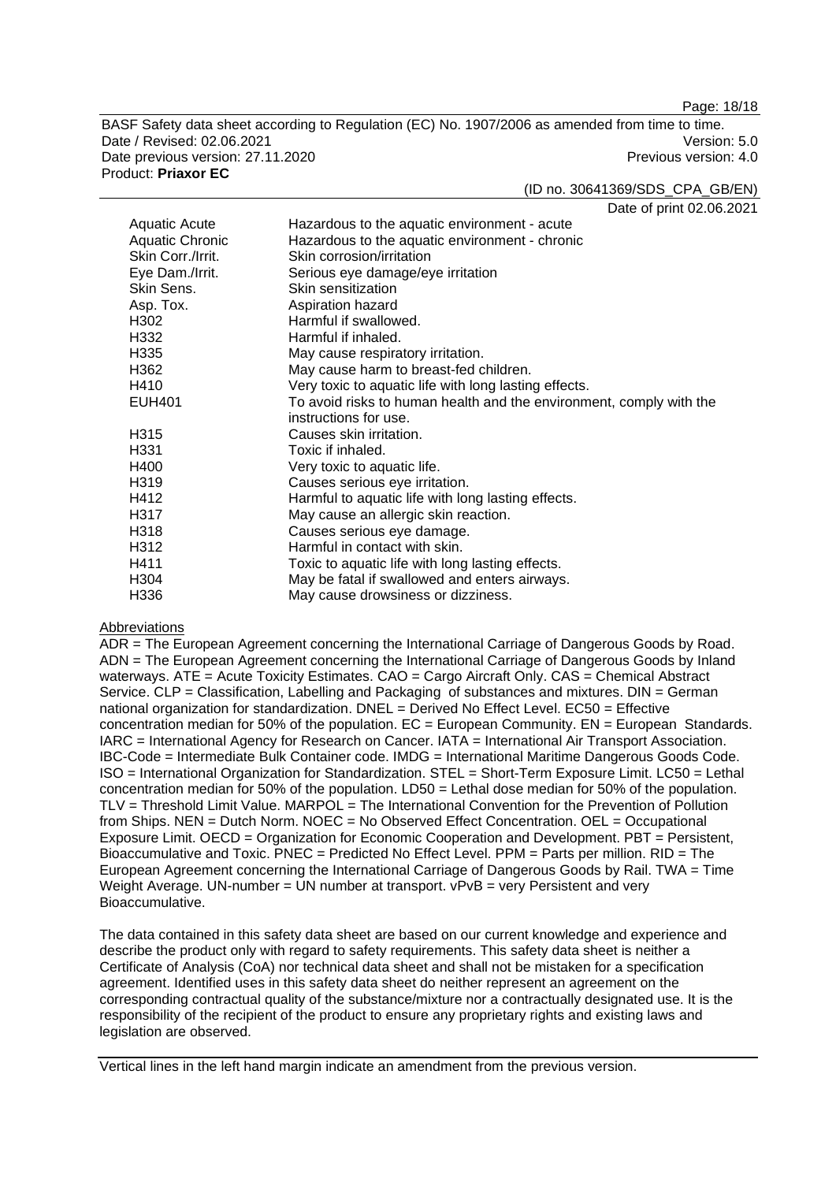(ID no. 30641369/SDS_CPA_GB/EN)

Date of print 02.06.2021

| | |
|---|---|
| Aquatic Acute | Hazardous to the aquatic environment - acute |
| Aquatic Chronic | Hazardous to the aquatic environment - chronic |
| Skin Corr./Irrit. | Skin corrosion/irritation |
| Eye Dam./Irrit. | Serious eye damage/eye irritation |
| Skin Sens. | Skin sensitization |
| Asp. Tox. | Aspiration hazard |
| H302 | Harmful if swallowed. |
| H332 | Harmful if inhaled. |
| H335 | May cause respiratory irritation. |
| H362 | May cause harm to breast-fed children. |
| H410 | Very toxic to aquatic life with long lasting effects. |
| EUH401 | To avoid risks to human health and the environment, comply with the instructions for use. |
| H315 | Causes skin irritation. |
| H331 | Toxic if inhaled. |
| H400 | Very toxic to aquatic life. |
| H319 | Causes serious eye irritation. |
| H412 | Harmful to aquatic life with long lasting effects. |
| H317 | May cause an allergic skin reaction. |
| H318 | Causes serious eye damage. |
| H312 | Harmful in contact with skin. |
| H411 | Toxic to aquatic life with long lasting effects. |
| H304 | May be fatal if swallowed and enters airways. |
| H336 | May cause drowsiness or dizziness. |

Abbreviations

ADR = The European Agreement concerning the International Carriage of Dangerous Goods by Road. ADN = The European Agreement concerning the International Carriage of Dangerous Goods by Inland waterways. ATE = Acute Toxicity Estimates. CAO = Cargo Aircraft Only. CAS = Chemical Abstract Service. CLP = Classification, Labelling and Packaging of substances and mixtures. DIN = German national organization for standardization. DNEL = Derived No Effect Level. EC50 = Effective concentration median for 50% of the population. EC = European Community. EN = European Standards. IARC = International Agency for Research on Cancer. IATA = International Air Transport Association. IBC-Code = Intermediate Bulk Container code. IMDG = International Maritime Dangerous Goods Code. ISO = International Organization for Standardization. STEL = Short-Term Exposure Limit. LC50 = Lethal concentration median for 50% of the population. LD50 = Lethal dose median for 50% of the population. TLV = Threshold Limit Value. MARPOL = The International Convention for the Prevention of Pollution from Ships. NEN = Dutch Norm. NOEC = No Observed Effect Concentration. OEL = Occupational Exposure Limit. OECD = Organization for Economic Cooperation and Development. PBT = Persistent, Bioaccumulative and Toxic. PNEC = Predicted No Effect Level. PPM = Parts per million. RID = The European Agreement concerning the International Carriage of Dangerous Goods by Rail. TWA = Time Weight Average. UN-number = UN number at transport. vPvB = very Persistent and very Bioaccumulative.

The data contained in this safety data sheet are based on our current knowledge and experience and describe the product only with regard to safety requirements. This safety data sheet is neither a Certificate of Analysis (CoA) nor technical data sheet and shall not be mistaken for a specification agreement. Identified uses in this safety data sheet do neither represent an agreement on the corresponding contractual quality of the substance/mixture nor a contractually designated use. It is the responsibility of the recipient of the product to ensure any proprietary rights and existing laws and legislation are observed.

Vertical lines in the left hand margin indicate an amendment from the previous version.